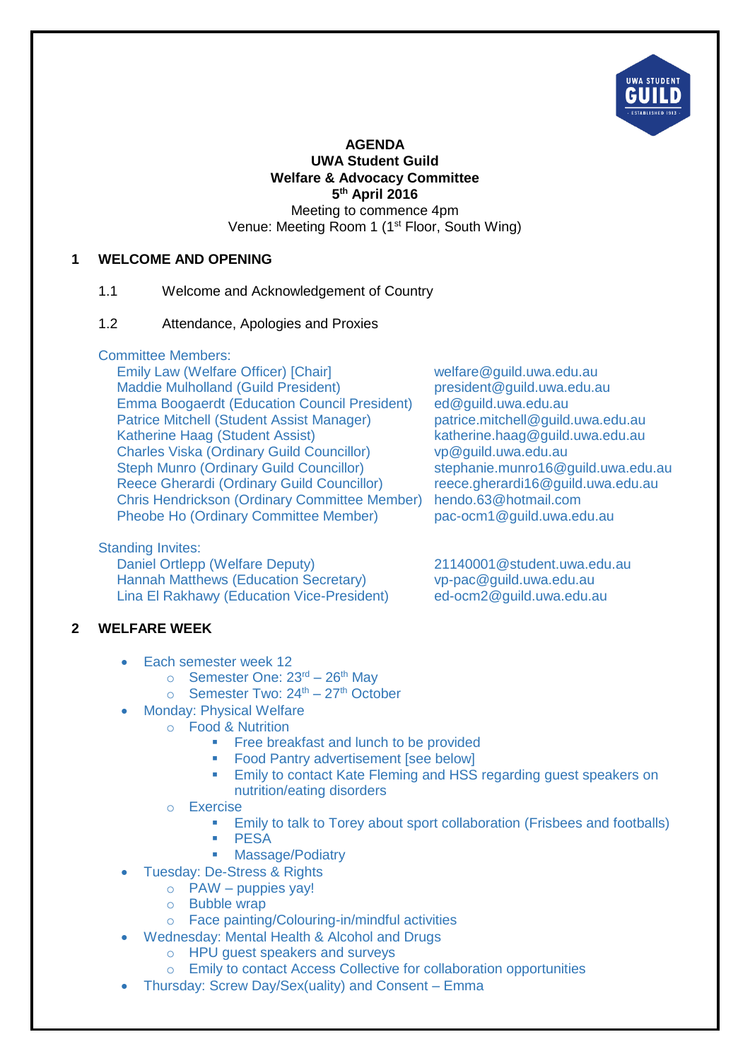**AGENDA**
**UWA Student Guild**
**Welfare & Advocacy Committee**
**5th April 2016**
Meeting to commence 4pm
Venue: Meeting Room 1 (1st Floor, South Wing)

## 1 WELCOME AND OPENING

1.1 Welcome and Acknowledgement of Country

1.2 Attendance, Apologies and Proxies

Committee Members:

| | |
|---|---|
| Emily Law (Welfare Officer) [Chair] | welfare@guild.uwa.edu.au |
| Maddie Mulholland (Guild President) | president@guild.uwa.edu.au |
| Emma Boogaerdt (Education Council President) | ed@guild.uwa.edu.au |
| Patrice Mitchell (Student Assist Manager) | patrice.mitchell@guild.uwa.edu.au |
| Katherine Haag (Student Assist) | katherine.haag@guild.uwa.edu.au |
| Charles Viska (Ordinary Guild Councillor) | vp@guild.uwa.edu.au |
| Steph Munro (Ordinary Guild Councillor) | stephanie.munro16@guild.uwa.edu.au |
| Reece Gherardi (Ordinary Guild Councillor) | reece.gherardi16@guild.uwa.edu.au |
| Chris Hendrickson (Ordinary Committee Member) | hendo.63@hotmail.com |
| Pheobe Ho (Ordinary Committee Member) | pac-ocm1@guild.uwa.edu.au |

Standing Invites:

| | |
|---|---|
| Daniel Ortlepp (Welfare Deputy) | 21140001@student.uwa.edu.au |
| Hannah Matthews (Education Secretary) | vp-pac@guild.uwa.edu.au |
| Lina El Rakhawy (Education Vice-President) | ed-ocm2@guild.uwa.edu.au |

## 2 WELFARE WEEK

- Each semester week 12
  - Semester One: 23rd – 26th May
  - Semester Two: 24th – 27th October
- Monday: Physical Welfare
  - Food & Nutrition
    - Free breakfast and lunch to be provided
    - Food Pantry advertisement [see below]
    - Emily to contact Kate Fleming and HSS regarding guest speakers on nutrition/eating disorders
  - Exercise
    - Emily to talk to Torey about sport collaboration (Frisbees and footballs)
    - PESA
    - Massage/Podiatry
- Tuesday: De-Stress & Rights
  - PAW – puppies yay!
  - Bubble wrap
  - Face painting/Colouring-in/mindful activities
- Wednesday: Mental Health & Alcohol and Drugs
  - HPU guest speakers and surveys
  - Emily to contact Access Collective for collaboration opportunities
- Thursday: Screw Day/Sex(uality) and Consent – Emma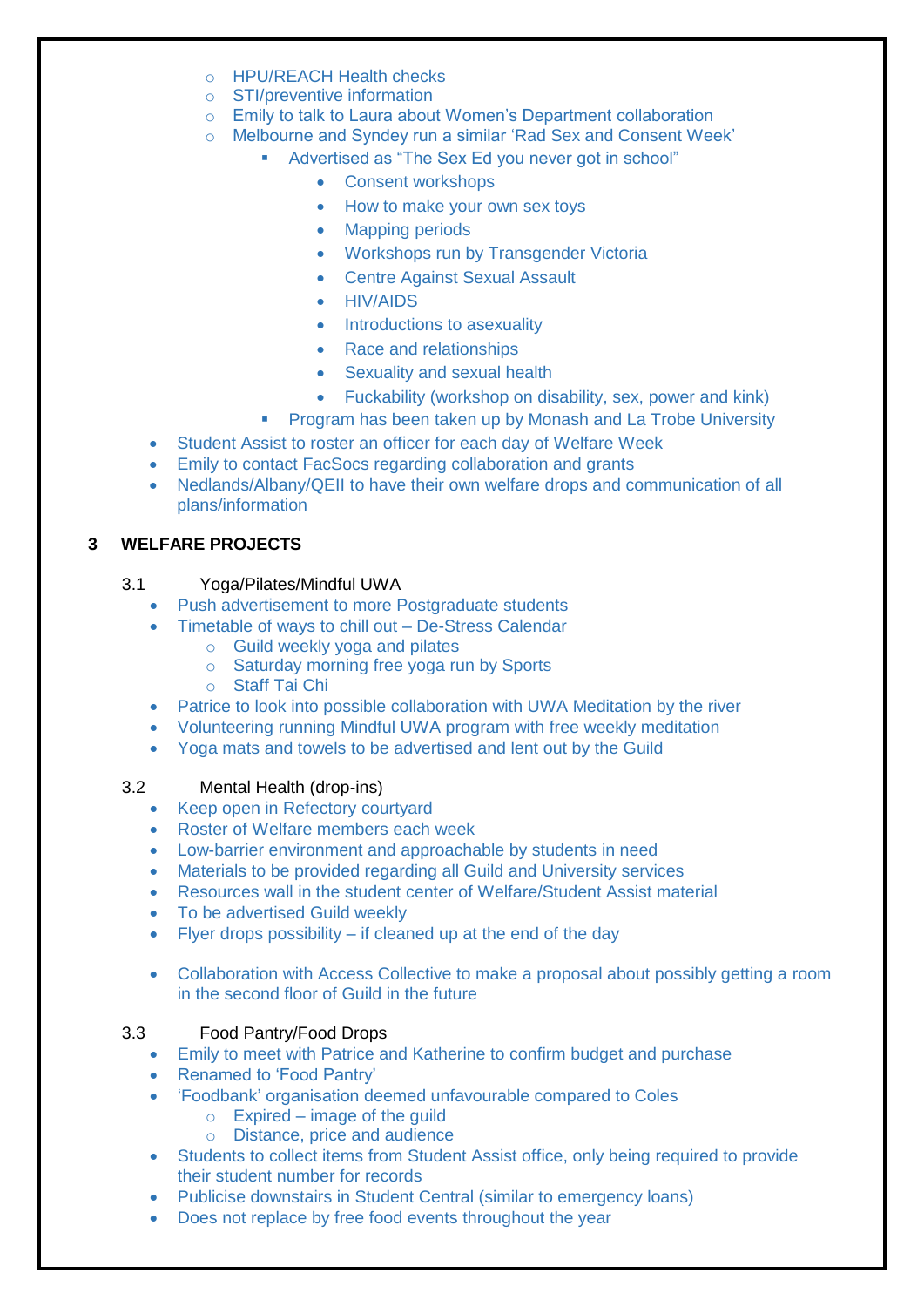- HPU/REACH Health checks
    - STI/preventive information
    - Emily to talk to Laura about Women's Department collaboration
    - Melbourne and Syndey run a similar 'Rad Sex and Consent Week'
        - Advertised as "The Sex Ed you never got in school"
            - Consent workshops
            - How to make your own sex toys
            - Mapping periods
            - Workshops run by Transgender Victoria
            - Centre Against Sexual Assault
            - HIV/AIDS
            - Introductions to asexuality
            - Race and relationships
            - Sexuality and sexual health
            - Fuckability (workshop on disability, sex, power and kink)
        - Program has been taken up by Monash and La Trobe University
- Student Assist to roster an officer for each day of Welfare Week
- Emily to contact FacSocs regarding collaboration and grants
- Nedlands/Albany/QEII to have their own welfare drops and communication of all plans/information

## 3 WELFARE PROJECTS

### 3.1 Yoga/Pilates/Mindful UWA

- Push advertisement to more Postgraduate students
- Timetable of ways to chill out – De-Stress Calendar
    - Guild weekly yoga and pilates
    - Saturday morning free yoga run by Sports
    - Staff Tai Chi
- Patrice to look into possible collaboration with UWA Meditation by the river
- Volunteering running Mindful UWA program with free weekly meditation
- Yoga mats and towels to be advertised and lent out by the Guild

### 3.2 Mental Health (drop-ins)

- Keep open in Refectory courtyard
- Roster of Welfare members each week
- Low-barrier environment and approachable by students in need
- Materials to be provided regarding all Guild and University services
- Resources wall in the student center of Welfare/Student Assist material
- To be advertised Guild weekly
- Flyer drops possibility – if cleaned up at the end of the day

- Collaboration with Access Collective to make a proposal about possibly getting a room in the second floor of Guild in the future

### 3.3 Food Pantry/Food Drops

- Emily to meet with Patrice and Katherine to confirm budget and purchase
- Renamed to 'Food Pantry'
- 'Foodbank' organisation deemed unfavourable compared to Coles
    - Expired – image of the guild
    - Distance, price and audience
- Students to collect items from Student Assist office, only being required to provide their student number for records
- Publicise downstairs in Student Central (similar to emergency loans)
- Does not replace by free food events throughout the year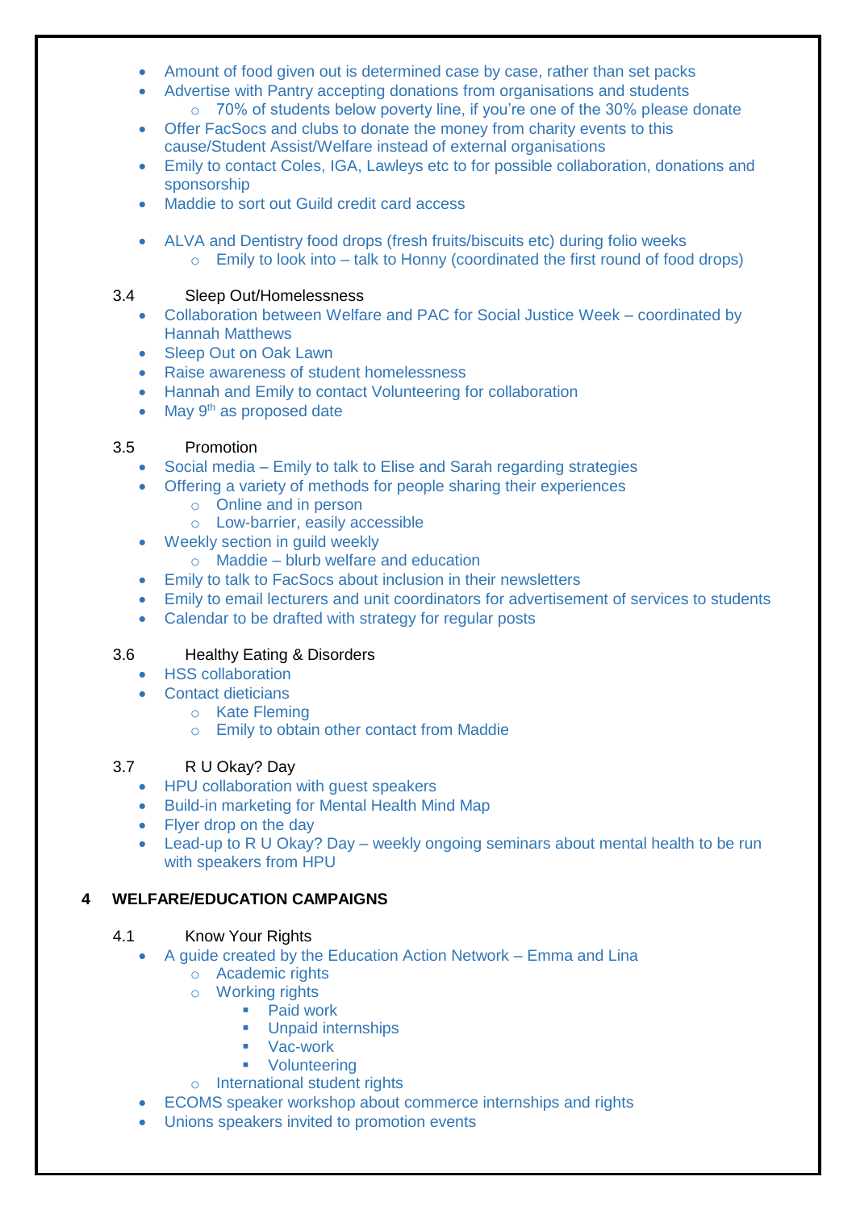- Amount of food given out is determined case by case, rather than set packs
- Advertise with Pantry accepting donations from organisations and students
    - 70% of students below poverty line, if you're one of the 30% please donate
- Offer FacSocs and clubs to donate the money from charity events to this cause/Student Assist/Welfare instead of external organisations
- Emily to contact Coles, IGA, Lawleys etc to for possible collaboration, donations and sponsorship
- Maddie to sort out Guild credit card access

- ALVA and Dentistry food drops (fresh fruits/biscuits etc) during folio weeks
    - Emily to look into – talk to Honny (coordinated the first round of food drops)

3.4 Sleep Out/Homelessness

- Collaboration between Welfare and PAC for Social Justice Week – coordinated by Hannah Matthews
- Sleep Out on Oak Lawn
- Raise awareness of student homelessness
- Hannah and Emily to contact Volunteering for collaboration
- May 9th as proposed date

3.5 Promotion

- Social media – Emily to talk to Elise and Sarah regarding strategies
- Offering a variety of methods for people sharing their experiences
    - Online and in person
    - Low-barrier, easily accessible
- Weekly section in guild weekly
    - Maddie – blurb welfare and education
- Emily to talk to FacSocs about inclusion in their newsletters
- Emily to email lecturers and unit coordinators for advertisement of services to students
- Calendar to be drafted with strategy for regular posts

3.6 Healthy Eating & Disorders

- HSS collaboration
- Contact dieticians
    - Kate Fleming
    - Emily to obtain other contact from Maddie

3.7 R U Okay? Day

- HPU collaboration with guest speakers
- Build-in marketing for Mental Health Mind Map
- Flyer drop on the day
- Lead-up to R U Okay? Day – weekly ongoing seminars about mental health to be run with speakers from HPU

## 4 WELFARE/EDUCATION CAMPAIGNS

4.1 Know Your Rights

- A guide created by the Education Action Network – Emma and Lina
    - Academic rights
    - Working rights
        - Paid work
        - Unpaid internships
        - Vac-work
        - Volunteering
    - International student rights
- ECOMS speaker workshop about commerce internships and rights
- Unions speakers invited to promotion events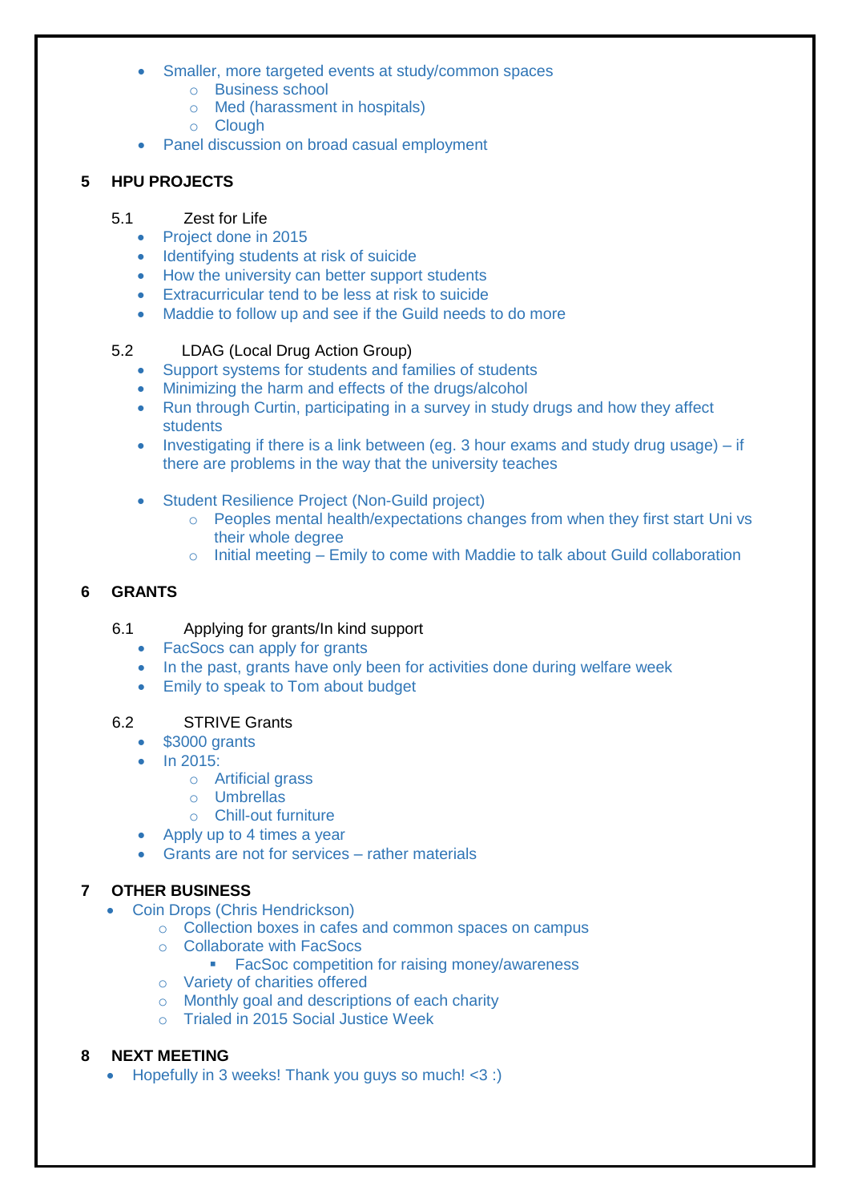- Smaller, more targeted events at study/common spaces
    - Business school
    - Med (harassment in hospitals)
    - Clough
- Panel discussion on broad casual employment

## 5 HPU PROJECTS

### 5.1 Zest for Life

- Project done in 2015
- Identifying students at risk of suicide
- How the university can better support students
- Extracurricular tend to be less at risk to suicide
- Maddie to follow up and see if the Guild needs to do more

### 5.2 LDAG (Local Drug Action Group)

- Support systems for students and families of students
- Minimizing the harm and effects of the drugs/alcohol
- Run through Curtin, participating in a survey in study drugs and how they affect students
- Investigating if there is a link between (eg. 3 hour exams and study drug usage) – if there are problems in the way that the university teaches

- Student Resilience Project (Non-Guild project)
    - Peoples mental health/expectations changes from when they first start Uni vs their whole degree
    - Initial meeting – Emily to come with Maddie to talk about Guild collaboration

## 6 GRANTS

### 6.1 Applying for grants/In kind support

- FacSocs can apply for grants
- In the past, grants have only been for activities done during welfare week
- Emily to speak to Tom about budget

### 6.2 STRIVE Grants

- $3000 grants
- In 2015:
    - Artificial grass
    - Umbrellas
    - Chill-out furniture
- Apply up to 4 times a year
- Grants are not for services – rather materials

## 7 OTHER BUSINESS

- Coin Drops (Chris Hendrickson)
    - Collection boxes in cafes and common spaces on campus
    - Collaborate with FacSocs
        - FacSoc competition for raising money/awareness
    - Variety of charities offered
    - Monthly goal and descriptions of each charity
    - Trialed in 2015 Social Justice Week

## 8 NEXT MEETING

- Hopefully in 3 weeks! Thank you guys so much! <3 :)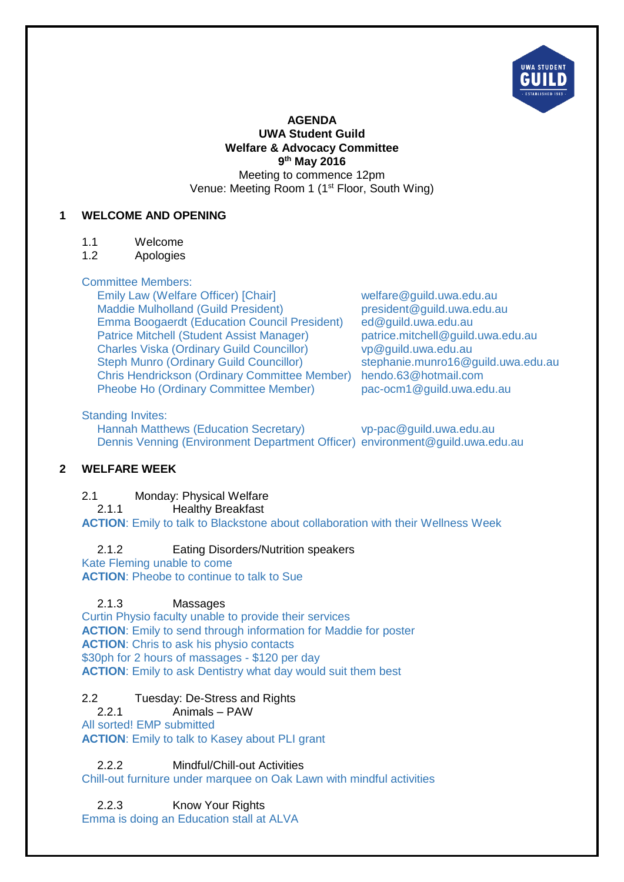**AGENDA**
**UWA Student Guild**
**Welfare & Advocacy Committee**
**9th May 2016**
Meeting to commence 12pm
Venue: Meeting Room 1 (1st Floor, South Wing)

## 1 WELCOME AND OPENING

1.1 Welcome
1.2 Apologies

Committee Members:

| | |
|---|---|
| Emily Law (Welfare Officer) [Chair] | welfare@guild.uwa.edu.au |
| Maddie Mulholland (Guild President) | president@guild.uwa.edu.au |
| Emma Boogaerdt (Education Council President) | ed@guild.uwa.edu.au |
| Patrice Mitchell (Student Assist Manager) | patrice.mitchell@guild.uwa.edu.au |
| Charles Viska (Ordinary Guild Councillor) | vp@guild.uwa.edu.au |
| Steph Munro (Ordinary Guild Councillor) | stephanie.munro16@guild.uwa.edu.au |
| Chris Hendrickson (Ordinary Committee Member) | hendo.63@hotmail.com |
| Pheobe Ho (Ordinary Committee Member) | pac-ocm1@guild.uwa.edu.au |

Standing Invites:

| | |
|---|---|
| Hannah Matthews (Education Secretary) | vp-pac@guild.uwa.edu.au |
| Dennis Venning (Environment Department Officer) | environment@guild.uwa.edu.au |

## 2 WELFARE WEEK

2.1 Monday: Physical Welfare

2.1.1 Healthy Breakfast

**ACTION**: Emily to talk to Blackstone about collaboration with their Wellness Week

2.1.2 Eating Disorders/Nutrition speakers

Kate Fleming unable to come
**ACTION**: Pheobe to continue to talk to Sue

2.1.3 Massages

Curtin Physio faculty unable to provide their services
**ACTION**: Emily to send through information for Maddie for poster
**ACTION**: Chris to ask his physio contacts
$30ph for 2 hours of massages - $120 per day
**ACTION**: Emily to ask Dentistry what day would suit them best

2.2 Tuesday: De-Stress and Rights

2.2.1 Animals – PAW

All sorted! EMP submitted
**ACTION**: Emily to talk to Kasey about PLI grant

2.2.2 Mindful/Chill-out Activities

Chill-out furniture under marquee on Oak Lawn with mindful activities

2.2.3 Know Your Rights

Emma is doing an Education stall at ALVA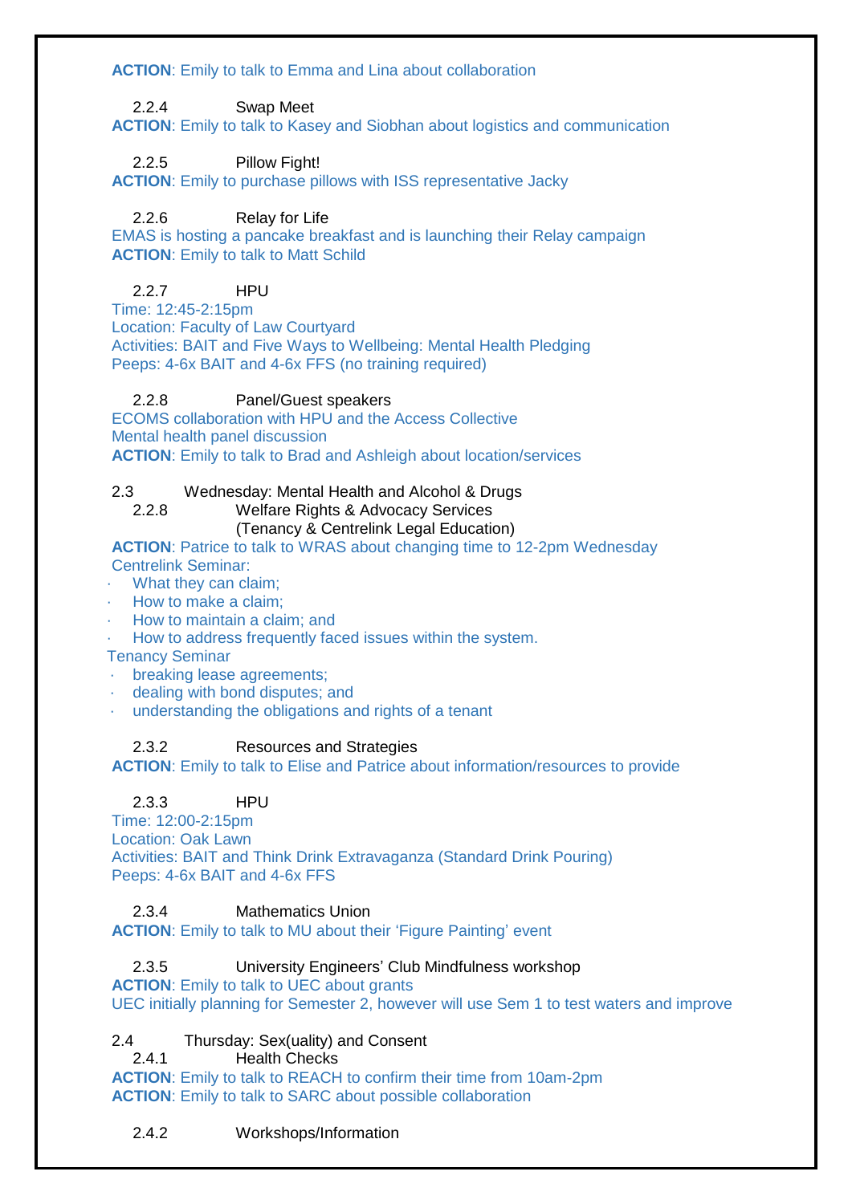**ACTION**: Emily to talk to Emma and Lina about collaboration

2.2.4 Swap Meet

**ACTION**: Emily to talk to Kasey and Siobhan about logistics and communication

2.2.5 Pillow Fight!

**ACTION**: Emily to purchase pillows with ISS representative Jacky

2.2.6 Relay for Life

EMAS is hosting a pancake breakfast and is launching their Relay campaign

**ACTION**: Emily to talk to Matt Schild

2.2.7 HPU

Time: 12:45-2:15pm

Location: Faculty of Law Courtyard

Activities: BAIT and Five Ways to Wellbeing: Mental Health Pledging

Peeps: 4-6x BAIT and 4-6x FFS (no training required)

2.2.8 Panel/Guest speakers

ECOMS collaboration with HPU and the Access Collective

Mental health panel discussion

**ACTION**: Emily to talk to Brad and Ashleigh about location/services

2.3 Wednesday: Mental Health and Alcohol & Drugs

2.2.8 Welfare Rights & Advocacy Services (Tenancy & Centrelink Legal Education)

**ACTION**: Patrice to talk to WRAS about changing time to 12-2pm Wednesday

Centrelink Seminar:

- What they can claim;
- How to make a claim;
- How to maintain a claim; and
- How to address frequently faced issues within the system.

Tenancy Seminar

- breaking lease agreements;
- dealing with bond disputes; and
- understanding the obligations and rights of a tenant

2.3.2 Resources and Strategies

**ACTION**: Emily to talk to Elise and Patrice about information/resources to provide

2.3.3 HPU

Time: 12:00-2:15pm

Location: Oak Lawn

Activities: BAIT and Think Drink Extravaganza (Standard Drink Pouring)

Peeps: 4-6x BAIT and 4-6x FFS

2.3.4 Mathematics Union

**ACTION**: Emily to talk to MU about their 'Figure Painting' event

2.3.5 University Engineers' Club Mindfulness workshop

**ACTION**: Emily to talk to UEC about grants

UEC initially planning for Semester 2, however will use Sem 1 to test waters and improve

2.4 Thursday: Sex(uality) and Consent

2.4.1 Health Checks

**ACTION**: Emily to talk to REACH to confirm their time from 10am-2pm

**ACTION**: Emily to talk to SARC about possible collaboration

2.4.2 Workshops/Information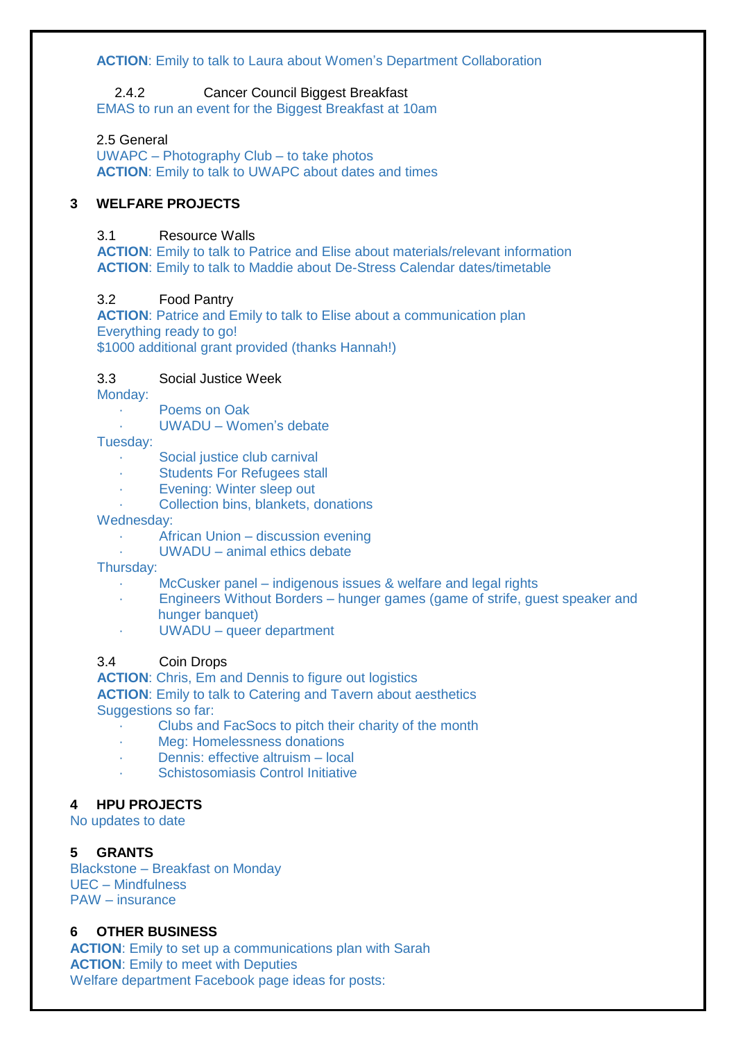**ACTION**: Emily to talk to Laura about Women's Department Collaboration

2.4.2 Cancer Council Biggest Breakfast

EMAS to run an event for the Biggest Breakfast at 10am

2.5 General

UWAPC – Photography Club – to take photos

**ACTION**: Emily to talk to UWAPC about dates and times

## 3 WELFARE PROJECTS

3.1 Resource Walls

**ACTION**: Emily to talk to Patrice and Elise about materials/relevant information

**ACTION**: Emily to talk to Maddie about De-Stress Calendar dates/timetable

3.2 Food Pantry

**ACTION**: Patrice and Emily to talk to Elise about a communication plan

Everything ready to go!

$1000 additional grant provided (thanks Hannah!)

3.3 Social Justice Week

Monday:

- Poems on Oak
- UWADU – Women's debate

Tuesday:

- Social justice club carnival
- Students For Refugees stall
- Evening: Winter sleep out
- Collection bins, blankets, donations

Wednesday:

- African Union – discussion evening
- UWADU – animal ethics debate

Thursday:

- McCusker panel – indigenous issues & welfare and legal rights
- Engineers Without Borders – hunger games (game of strife, guest speaker and hunger banquet)
- UWADU – queer department

3.4 Coin Drops

**ACTION**: Chris, Em and Dennis to figure out logistics

**ACTION**: Emily to talk to Catering and Tavern about aesthetics

Suggestions so far:

- Clubs and FacSocs to pitch their charity of the month
- Meg: Homelessness donations
- Dennis: effective altruism – local
- Schistosomiasis Control Initiative

## 4 HPU PROJECTS

No updates to date

## 5 GRANTS

Blackstone – Breakfast on Monday

UEC – Mindfulness

PAW – insurance

## 6 OTHER BUSINESS

**ACTION**: Emily to set up a communications plan with Sarah

**ACTION**: Emily to meet with Deputies

Welfare department Facebook page ideas for posts: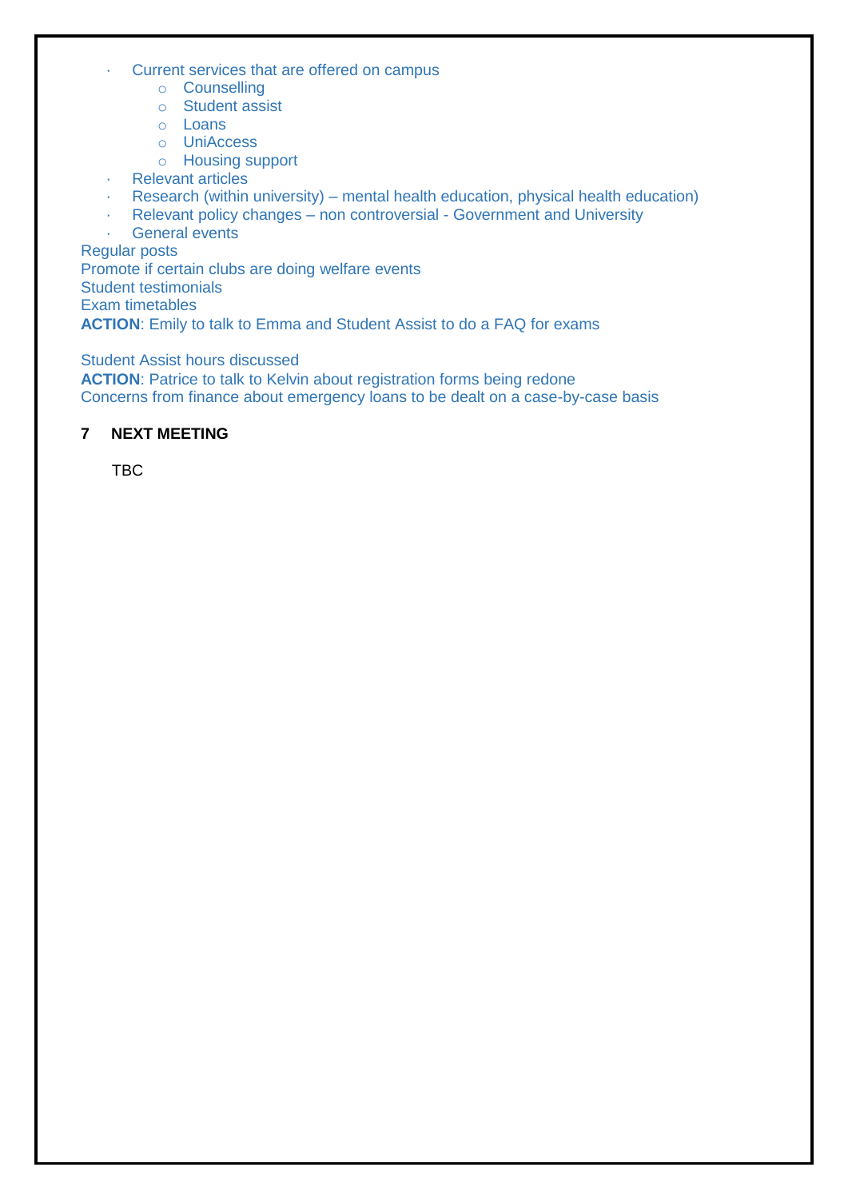- Current services that are offered on campus
  - Counselling
  - Student assist
  - Loans
  - UniAccess
  - Housing support
- Relevant articles
- Research (within university) – mental health education, physical health education)
- Relevant policy changes – non controversial - Government and University
- General events

Regular posts
Promote if certain clubs are doing welfare events
Student testimonials
Exam timetables
**ACTION**: Emily to talk to Emma and Student Assist to do a FAQ for exams

Student Assist hours discussed
**ACTION**: Patrice to talk to Kelvin about registration forms being redone
Concerns from finance about emergency loans to be dealt on a case-by-case basis

## 7 NEXT MEETING

TBC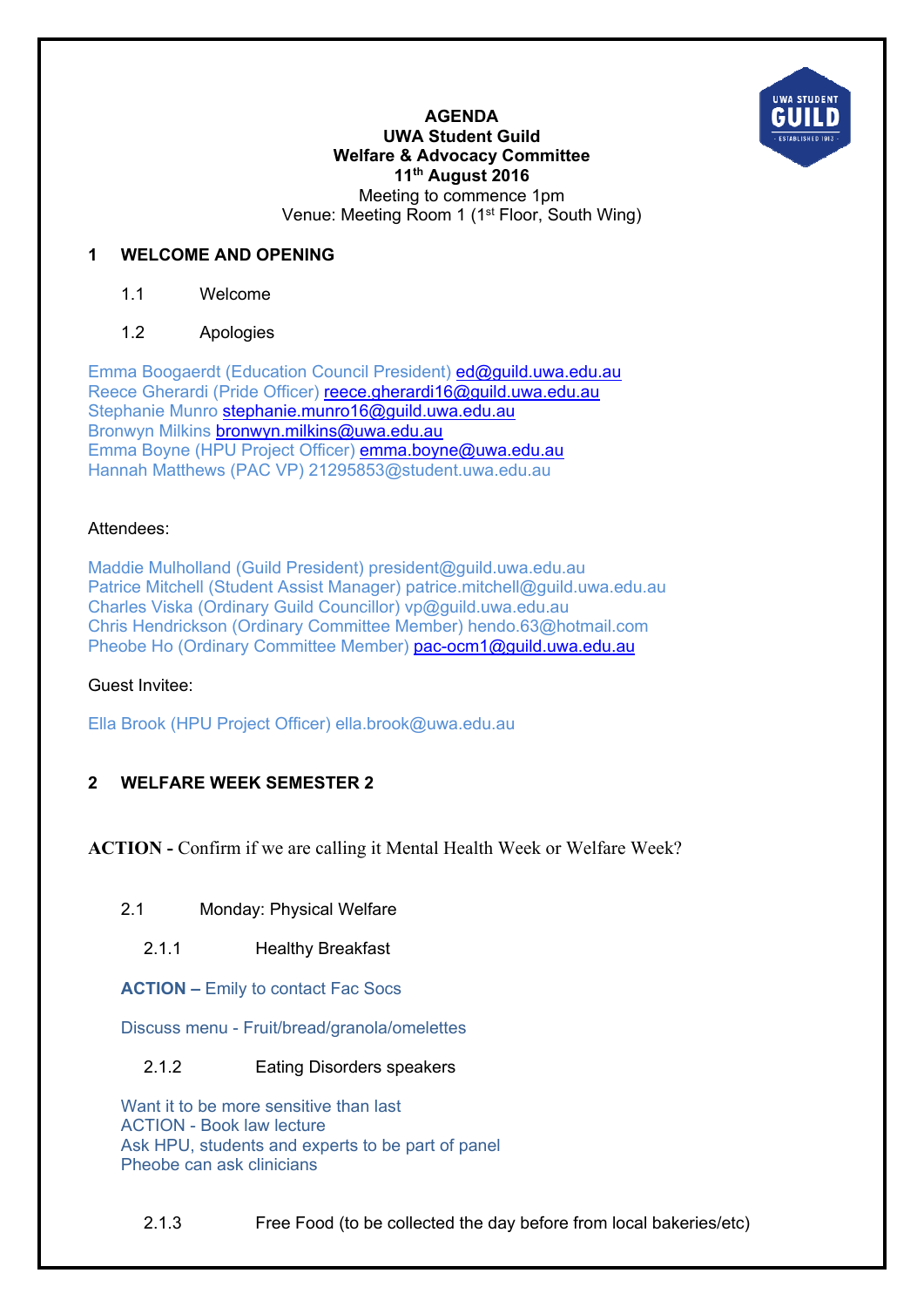**AGENDA**
**UWA Student Guild**
**Welfare & Advocacy Committee**
**11th August 2016**
Meeting to commence 1pm
Venue: Meeting Room 1 (1st Floor, South Wing)

## 1 WELCOME AND OPENING

1.1 Welcome

1.2 Apologies

Emma Boogaerdt (Education Council President) ed@guild.uwa.edu.au
Reece Gherardi (Pride Officer) reece.gherardi16@guild.uwa.edu.au
Stephanie Munro stephanie.munro16@guild.uwa.edu.au
Bronwyn Milkins bronwyn.milkins@uwa.edu.au
Emma Boyne (HPU Project Officer) emma.boyne@uwa.edu.au
Hannah Matthews (PAC VP) 21295853@student.uwa.edu.au

Attendees:

Maddie Mulholland (Guild President) president@guild.uwa.edu.au
Patrice Mitchell (Student Assist Manager) patrice.mitchell@guild.uwa.edu.au
Charles Viska (Ordinary Guild Councillor) vp@guild.uwa.edu.au
Chris Hendrickson (Ordinary Committee Member) hendo.63@hotmail.com
Pheobe Ho (Ordinary Committee Member) pac-ocm1@guild.uwa.edu.au

Guest Invitee:

Ella Brook (HPU Project Officer) ella.brook@uwa.edu.au

## 2 WELFARE WEEK SEMESTER 2

**ACTION -** Confirm if we are calling it Mental Health Week or Welfare Week?

2.1 Monday: Physical Welfare

2.1.1 Healthy Breakfast

**ACTION –** Emily to contact Fac Socs

Discuss menu - Fruit/bread/granola/omelettes

2.1.2 Eating Disorders speakers

Want it to be more sensitive than last
ACTION - Book law lecture
Ask HPU, students and experts to be part of panel
Pheobe can ask clinicians

2.1.3 Free Food (to be collected the day before from local bakeries/etc)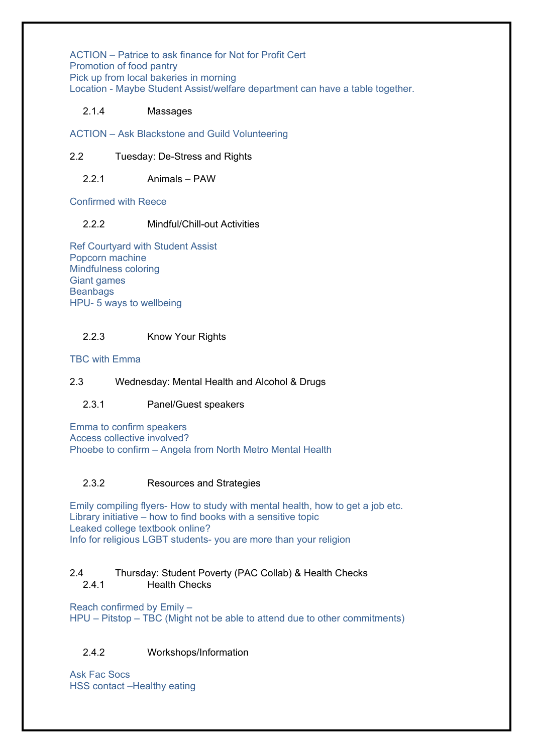ACTION – Patrice to ask finance for Not for Profit Cert
Promotion of food pantry
Pick up from local bakeries in morning
Location - Maybe Student Assist/welfare department can have a table together.

#### 2.1.4 Massages

ACTION – Ask Blackstone and Guild Volunteering

### 2.2 Tuesday: De-Stress and Rights

#### 2.2.1 Animals – PAW

Confirmed with Reece

#### 2.2.2 Mindful/Chill-out Activities

Ref Courtyard with Student Assist
Popcorn machine
Mindfulness coloring
Giant games
Beanbags
HPU- 5 ways to wellbeing

#### 2.2.3 Know Your Rights

TBC with Emma

### 2.3 Wednesday: Mental Health and Alcohol & Drugs

#### 2.3.1 Panel/Guest speakers

Emma to confirm speakers
Access collective involved?
Phoebe to confirm – Angela from North Metro Mental Health

#### 2.3.2 Resources and Strategies

Emily compiling flyers- How to study with mental health, how to get a job etc.
Library initiative – how to find books with a sensitive topic
Leaked college textbook online?
Info for religious LGBT students- you are more than your religion

### 2.4 Thursday: Student Poverty (PAC Collab) & Health Checks

#### 2.4.1 Health Checks

Reach confirmed by Emily –
HPU – Pitstop – TBC (Might not be able to attend due to other commitments)

#### 2.4.2 Workshops/Information

Ask Fac Socs
HSS contact –Healthy eating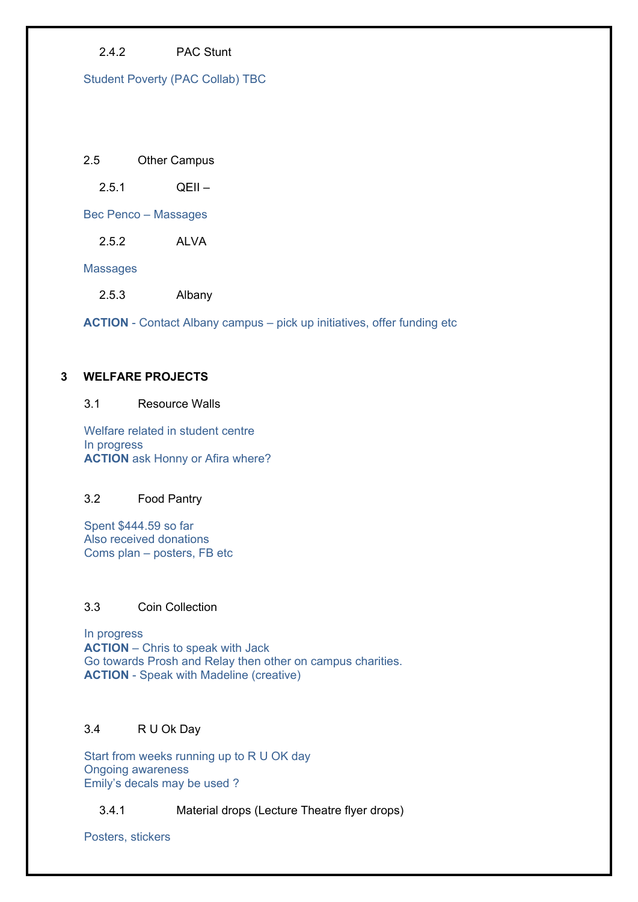2.4.2 PAC Stunt

Student Poverty (PAC Collab) TBC

2.5 Other Campus

2.5.1 QEII –

Bec Penco – Massages

2.5.2 ALVA

Massages

2.5.3 Albany

**ACTION** - Contact Albany campus – pick up initiatives, offer funding etc

## 3 WELFARE PROJECTS

3.1 Resource Walls

Welfare related in student centre
In progress
**ACTION** ask Honny or Afira where?

3.2 Food Pantry

Spent $444.59 so far
Also received donations
Coms plan – posters, FB etc

3.3 Coin Collection

In progress
**ACTION** – Chris to speak with Jack
Go towards Prosh and Relay then other on campus charities.
**ACTION** - Speak with Madeline (creative)

3.4 R U Ok Day

Start from weeks running up to R U OK day
Ongoing awareness
Emily's decals may be used ?

3.4.1 Material drops (Lecture Theatre flyer drops)

Posters, stickers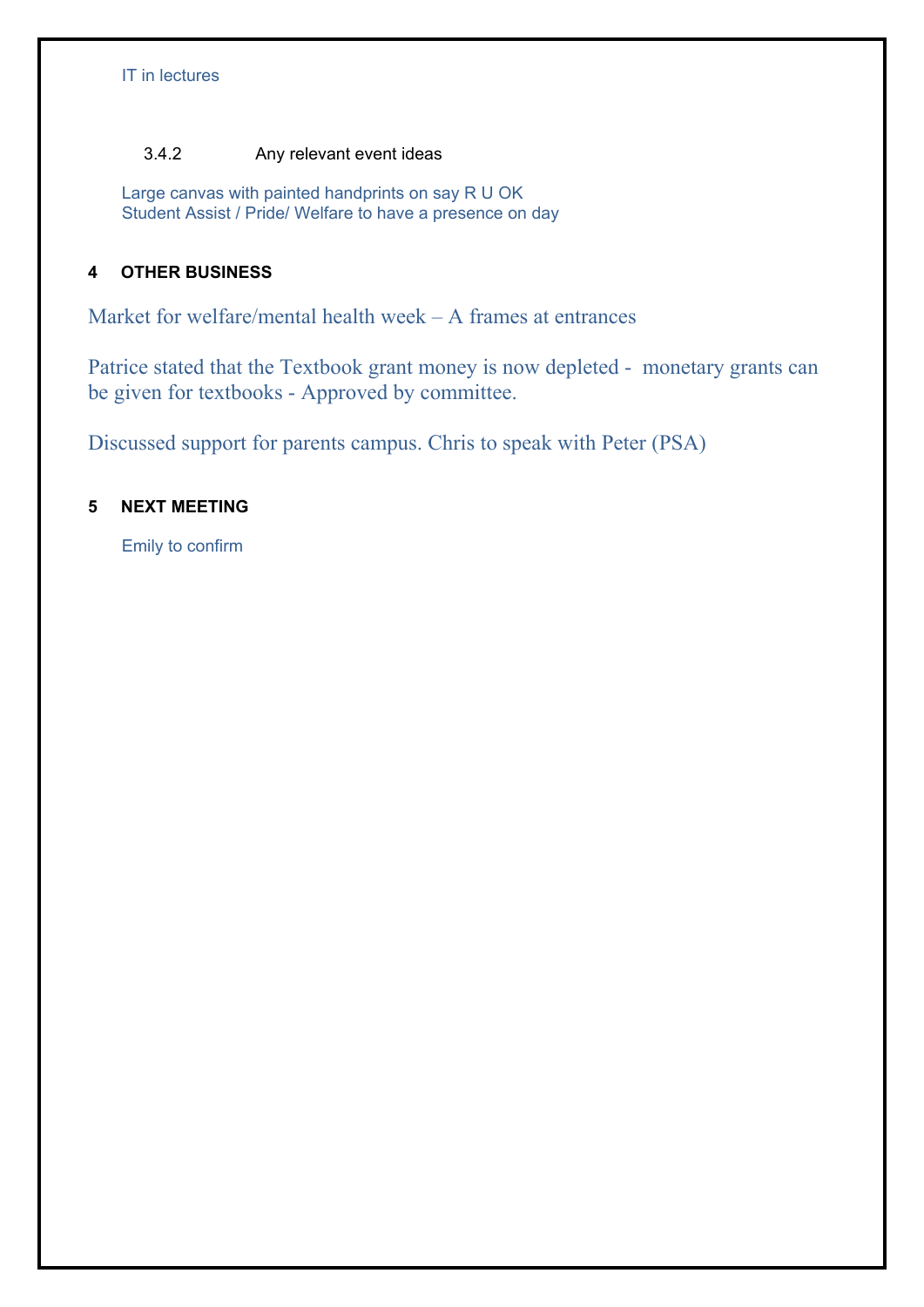IT in lectures

3.4.2 Any relevant event ideas

Large canvas with painted handprints on say R U OK
Student Assist / Pride/ Welfare to have a presence on day

## 4 OTHER BUSINESS

Market for welfare/mental health week – A frames at entrances

Patrice stated that the Textbook grant money is now depleted - monetary grants can be given for textbooks - Approved by committee.

Discussed support for parents campus. Chris to speak with Peter (PSA)

## 5 NEXT MEETING

Emily to confirm